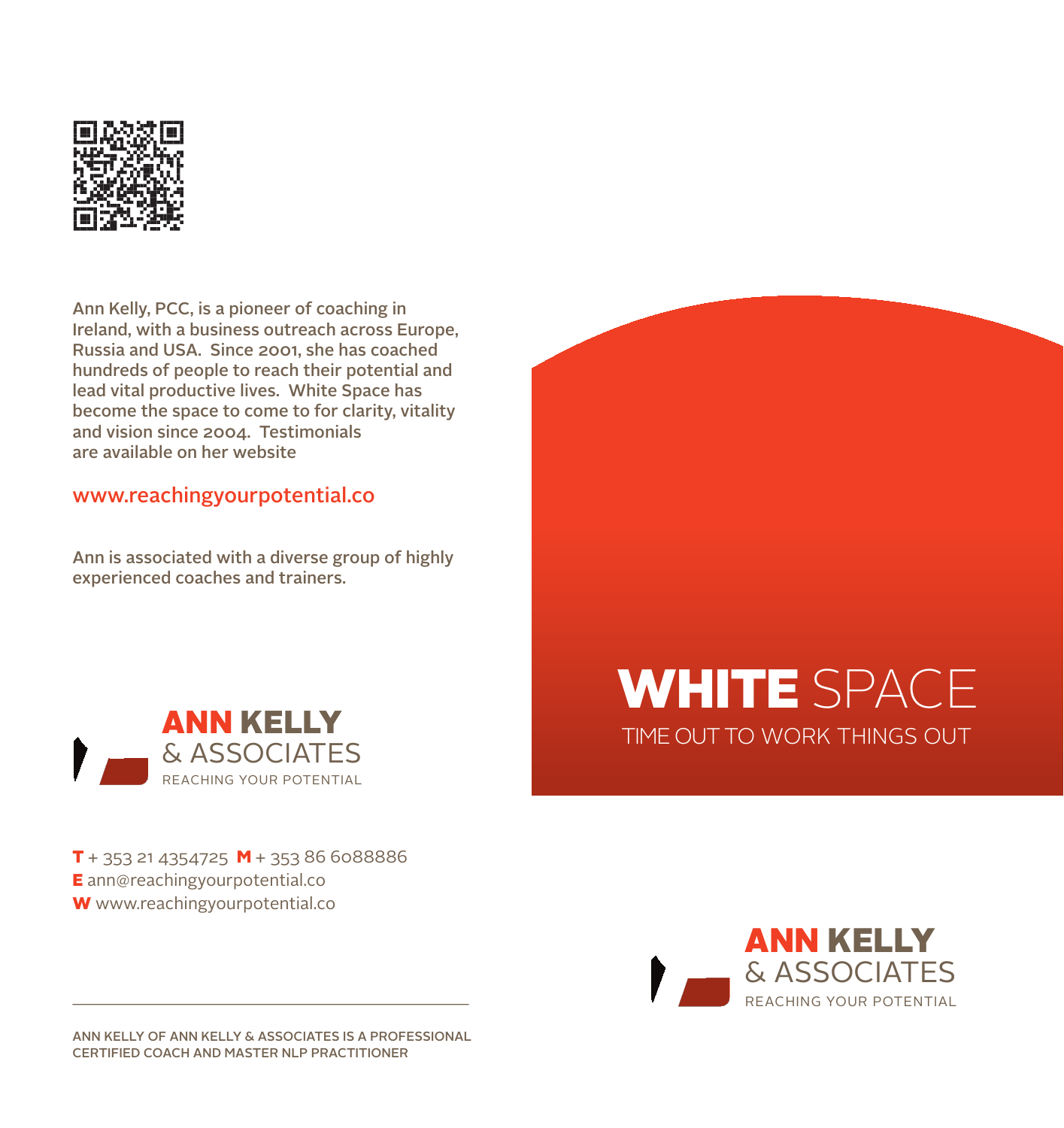Ann Kelly, PCC, is a pioneer of coaching in Ireland, with a business outreach across Europe, Russia and USA. Since 2001, she has coached hundreds of people to reach their potential and lead vital productive lives. White Space has become the space to come to for clarity, vitality and vision since 2004. Testimonials are available on her website

www.reachingyourpotential.co

Ann is associated with a diverse group of highly experienced coaches and trainers.

**ANN KELLY**
& ASSOCIATES
REACHING YOUR POTENTIAL

**T** + 353 21 4354725 **M** + 353 86 6088886
**E** ann@reachingyourpotential.co
**W** www.reachingyourpotential.co

---

ANN KELLY OF ANN KELLY & ASSOCIATES IS A PROFESSIONAL CERTIFIED COACH AND MASTER NLP PRACTITIONER

# **WHITE** SPACE

TIME OUT TO WORK THINGS OUT

**ANN KELLY**
& ASSOCIATES
REACHING YOUR POTENTIAL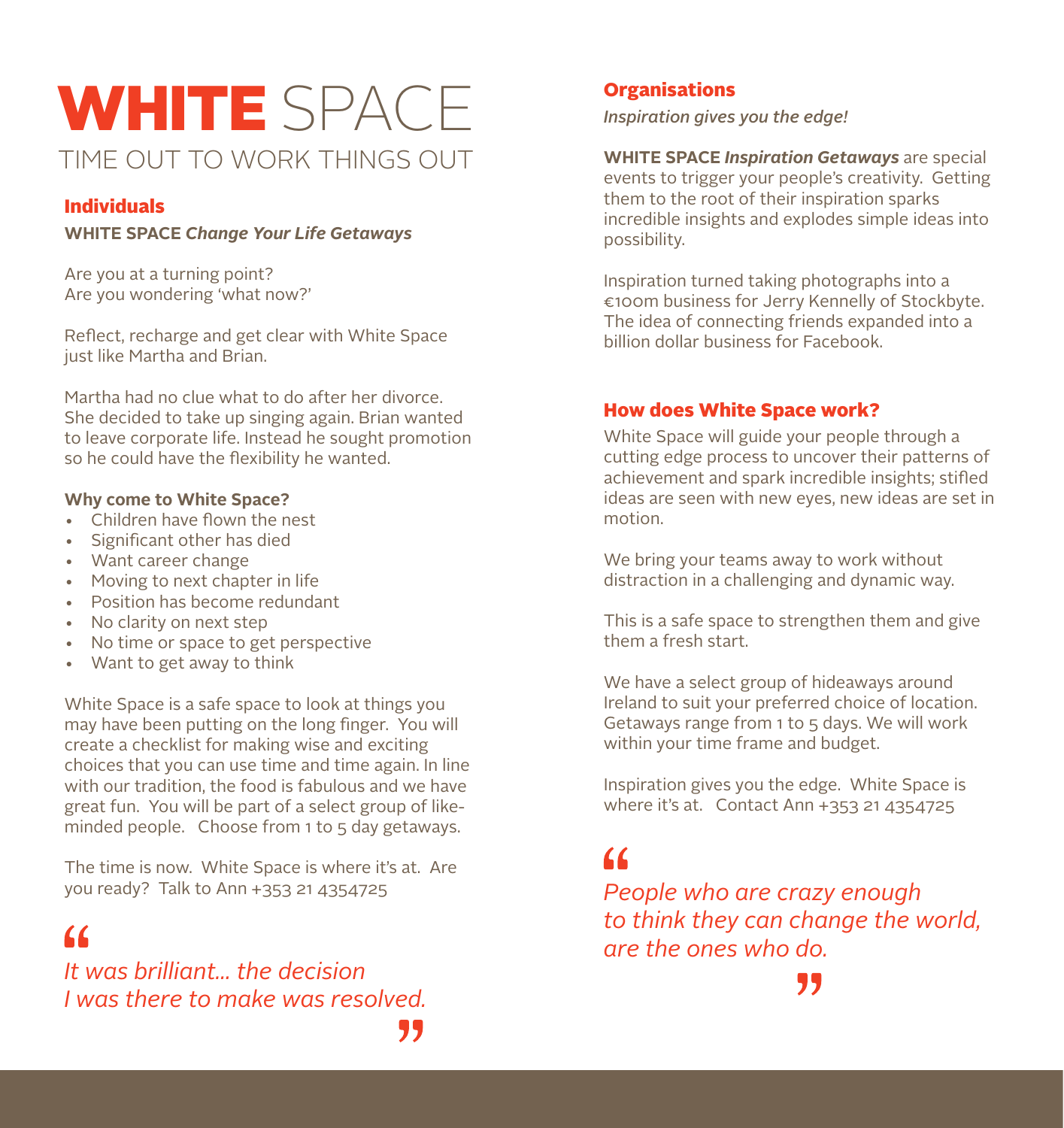# **WHITE** SPACE

TIME OUT TO WORK THINGS OUT

## Individuals

**WHITE SPACE *Change Your Life Getaways***

Are you at a turning point?
Are you wondering 'what now?'

Reflect, recharge and get clear with White Space just like Martha and Brian.

Martha had no clue what to do after her divorce. She decided to take up singing again. Brian wanted to leave corporate life. Instead he sought promotion so he could have the flexibility he wanted.

**Why come to White Space?**

- Children have flown the nest
- Significant other has died
- Want career change
- Moving to next chapter in life
- Position has become redundant
- No clarity on next step
- No time or space to get perspective
- Want to get away to think

White Space is a safe space to look at things you may have been putting on the long finger. You will create a checklist for making wise and exciting choices that you can use time and time again. In line with our tradition, the food is fabulous and we have great fun. You will be part of a select group of like-minded people. Choose from 1 to 5 day getaways.

The time is now. White Space is where it's at. Are you ready? Talk to Ann +353 21 4354725

> *"It was brilliant... the decision I was there to make was resolved."*

## Organisations

*Inspiration gives you the edge!*

**WHITE SPACE *Inspiration Getaways*** are special events to trigger your people's creativity. Getting them to the root of their inspiration sparks incredible insights and explodes simple ideas into possibility.

Inspiration turned taking photographs into a €100m business for Jerry Kennelly of Stockbyte. The idea of connecting friends expanded into a billion dollar business for Facebook.

## How does White Space work?

White Space will guide your people through a cutting edge process to uncover their patterns of achievement and spark incredible insights; stifled ideas are seen with new eyes, new ideas are set in motion.

We bring your teams away to work without distraction in a challenging and dynamic way.

This is a safe space to strengthen them and give them a fresh start.

We have a select group of hideaways around Ireland to suit your preferred choice of location. Getaways range from 1 to 5 days. We will work within your time frame and budget.

Inspiration gives you the edge. White Space is where it's at. Contact Ann +353 21 4354725

> *"People who are crazy enough to think they can change the world, are the ones who do."*